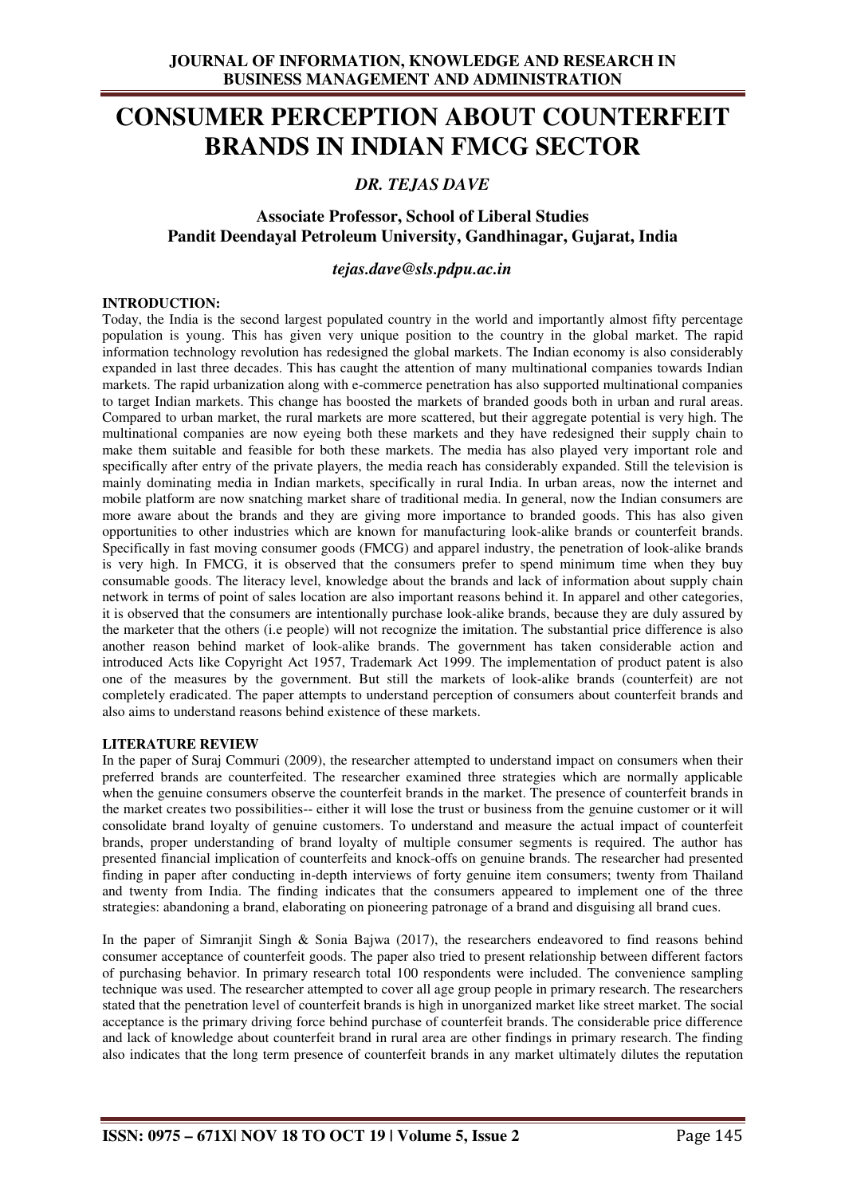# CONSUMER PERCEPTION ABOUT COUNTERFEIT BRANDS IN INDIAN FMCG SECTOR

*DR. TEJAS DAVE*

**Associate Professor, School of Liberal Studies**
**Pandit Deendayal Petroleum University, Gandhinagar, Gujarat, India**

*tejas.dave@sls.pdpu.ac.in*

## INTRODUCTION:

Today, the India is the second largest populated country in the world and importantly almost fifty percentage population is young. This has given very unique position to the country in the global market. The rapid information technology revolution has redesigned the global markets. The Indian economy is also considerably expanded in last three decades. This has caught the attention of many multinational companies towards Indian markets. The rapid urbanization along with e-commerce penetration has also supported multinational companies to target Indian markets. This change has boosted the markets of branded goods both in urban and rural areas. Compared to urban market, the rural markets are more scattered, but their aggregate potential is very high. The multinational companies are now eyeing both these markets and they have redesigned their supply chain to make them suitable and feasible for both these markets. The media has also played very important role and specifically after entry of the private players, the media reach has considerably expanded. Still the television is mainly dominating media in Indian markets, specifically in rural India. In urban areas, now the internet and mobile platform are now snatching market share of traditional media. In general, now the Indian consumers are more aware about the brands and they are giving more importance to branded goods. This has also given opportunities to other industries which are known for manufacturing look-alike brands or counterfeit brands. Specifically in fast moving consumer goods (FMCG) and apparel industry, the penetration of look-alike brands is very high. In FMCG, it is observed that the consumers prefer to spend minimum time when they buy consumable goods. The literacy level, knowledge about the brands and lack of information about supply chain network in terms of point of sales location are also important reasons behind it. In apparel and other categories, it is observed that the consumers are intentionally purchase look-alike brands, because they are duly assured by the marketer that the others (i.e people) will not recognize the imitation. The substantial price difference is also another reason behind market of look-alike brands. The government has taken considerable action and introduced Acts like Copyright Act 1957, Trademark Act 1999. The implementation of product patent is also one of the measures by the government. But still the markets of look-alike brands (counterfeit) are not completely eradicated. The paper attempts to understand perception of consumers about counterfeit brands and also aims to understand reasons behind existence of these markets.

## LITERATURE REVIEW

In the paper of Suraj Commuri (2009), the researcher attempted to understand impact on consumers when their preferred brands are counterfeited. The researcher examined three strategies which are normally applicable when the genuine consumers observe the counterfeit brands in the market. The presence of counterfeit brands in the market creates two possibilities-- either it will lose the trust or business from the genuine customer or it will consolidate brand loyalty of genuine customers. To understand and measure the actual impact of counterfeit brands, proper understanding of brand loyalty of multiple consumer segments is required. The author has presented financial implication of counterfeits and knock-offs on genuine brands. The researcher had presented finding in paper after conducting in-depth interviews of forty genuine item consumers; twenty from Thailand and twenty from India. The finding indicates that the consumers appeared to implement one of the three strategies: abandoning a brand, elaborating on pioneering patronage of a brand and disguising all brand cues.

In the paper of Simranjit Singh & Sonia Bajwa (2017), the researchers endeavored to find reasons behind consumer acceptance of counterfeit goods. The paper also tried to present relationship between different factors of purchasing behavior. In primary research total 100 respondents were included. The convenience sampling technique was used. The researcher attempted to cover all age group people in primary research. The researchers stated that the penetration level of counterfeit brands is high in unorganized market like street market. The social acceptance is the primary driving force behind purchase of counterfeit brands. The considerable price difference and lack of knowledge about counterfeit brand in rural area are other findings in primary research. The finding also indicates that the long term presence of counterfeit brands in any market ultimately dilutes the reputation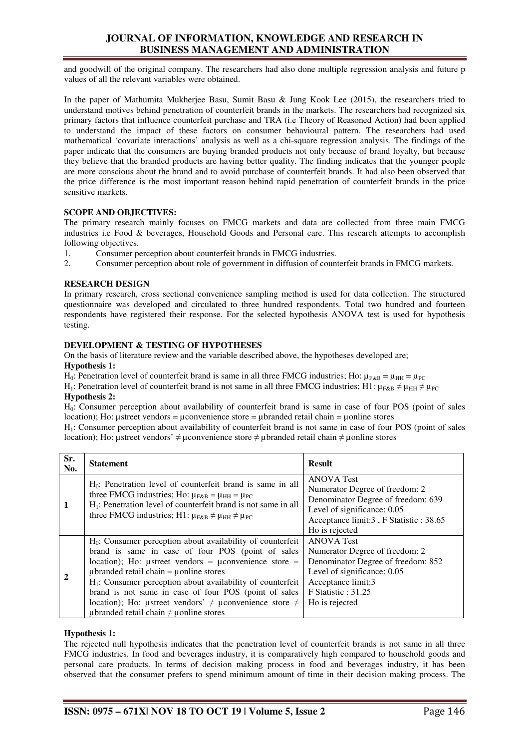and goodwill of the original company. The researchers had also done multiple regression analysis and future p values of all the relevant variables were obtained.

In the paper of Mathumita Mukherjee Basu, Sumit Basu & Jung Kook Lee (2015), the researchers tried to understand motives behind penetration of counterfeit brands in the markets. The researchers had recognized six primary factors that influence counterfeit purchase and TRA (i.e Theory of Reasoned Action) had been applied to understand the impact of these factors on consumer behavioural pattern. The researchers had used mathematical 'covariate interactions' analysis as well as a chi-square regression analysis. The findings of the paper indicate that the consumers are buying branded products not only because of brand loyalty, but because they believe that the branded products are having better quality. The finding indicates that the younger people are more conscious about the brand and to avoid purchase of counterfeit brands. It had also been observed that the price difference is the most important reason behind rapid penetration of counterfeit brands in the price sensitive markets.

**SCOPE AND OBJECTIVES:**

The primary research mainly focuses on FMCG markets and data are collected from three main FMCG industries i.e Food & beverages, Household Goods and Personal care. This research attempts to accomplish following objectives.

1. Consumer perception about counterfeit brands in FMCG industries.
2. Consumer perception about role of government in diffusion of counterfeit brands in FMCG markets.

**RESEARCH DESIGN**

In primary research, cross sectional convenience sampling method is used for data collection. The structured questionnaire was developed and circulated to three hundred respondents. Total two hundred and fourteen respondents have registered their response. For the selected hypothesis ANOVA test is used for hypothesis testing.

**DEVELOPMENT & TESTING OF HYPOTHESES**

On the basis of literature review and the variable described above, the hypotheses developed are;

**Hypothesis 1:**

$H_0$: Penetration level of counterfeit brand is same in all three FMCG industries; Ho: $\mu_{F\&B} = \mu_{HH} = \mu_{PC}$

$H_1$: Penetration level of counterfeit brand is not same in all three FMCG industries; H1: $\mu_{F\&B} \neq \mu_{HH} \neq \mu_{PC}$

**Hypothesis 2:**

$H_0$: Consumer perception about availability of counterfeit brand is same in case of four POS (point of sales location); Ho: µstreet vendors = µconvenience store = µbranded retail chain = µonline stores

$H_1$: Consumer perception about availability of counterfeit brand is not same in case of four POS (point of sales location); Ho: µstreet vendors' ≠ µconvenience store ≠ µbranded retail chain ≠ µonline stores

| Sr. No. | Statement | Result |
|---|---|---|
| 1 | $H_0$: Penetration level of counterfeit brand is same in all three FMCG industries; Ho: $\mu_{F\&B} = \mu_{HH} = \mu_{PC}$<br>$H_1$: Penetration level of counterfeit brand is not same in all three FMCG industries; H1: $\mu_{F\&B} \neq \mu_{HH} \neq \mu_{PC}$ | ANOVA Test<br>Numerator Degree of freedom: 2<br>Denominator Degree of freedom: 639<br>Level of significance: 0.05<br>Acceptance limit:3 , F Statistic : 38.65<br>Ho is rejected |
| 2 | $H_0$: Consumer perception about availability of counterfeit brand is same in case of four POS (point of sales location); Ho: µstreet vendors = µconvenience store = µbranded retail chain = µonline stores<br>$H_1$: Consumer perception about availability of counterfeit brand is not same in case of four POS (point of sales location); Ho: µstreet vendors' ≠ µconvenience store ≠ µbranded retail chain ≠ µonline stores | ANOVA Test<br>Numerator Degree of freedom: 2<br>Denominator Degree of freedom: 852<br>Level of significance: 0.05<br>Acceptance limit:3<br>F Statistic : 31.25<br>Ho is rejected |

**Hypothesis 1:**

The rejected null hypothesis indicates that the penetration level of counterfeit brands is not same in all three FMCG industries. In food and beverages industry, it is comparatively high compared to household goods and personal care products. In terms of decision making process in food and beverages industry, it has been observed that the consumer prefers to spend minimum amount of time in their decision making process. The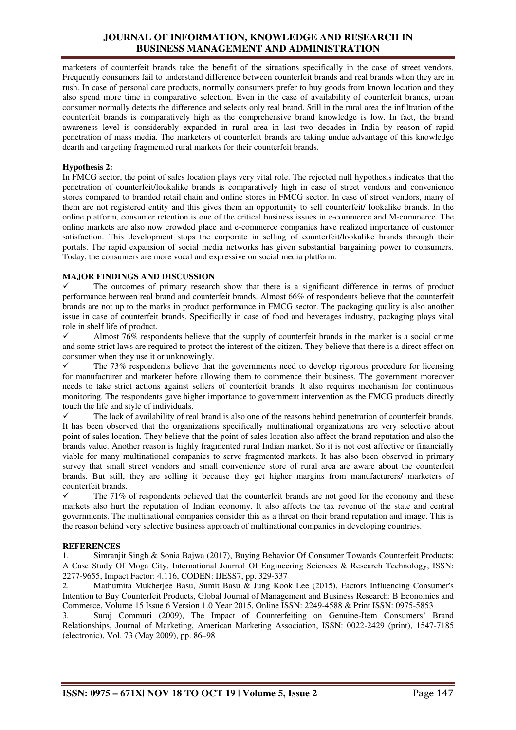marketers of counterfeit brands take the benefit of the situations specifically in the case of street vendors. Frequently consumers fail to understand difference between counterfeit brands and real brands when they are in rush. In case of personal care products, normally consumers prefer to buy goods from known location and they also spend more time in comparative selection. Even in the case of availability of counterfeit brands, urban consumer normally detects the difference and selects only real brand. Still in the rural area the infiltration of the counterfeit brands is comparatively high as the comprehensive brand knowledge is low. In fact, the brand awareness level is considerably expanded in rural area in last two decades in India by reason of rapid penetration of mass media. The marketers of counterfeit brands are taking undue advantage of this knowledge dearth and targeting fragmented rural markets for their counterfeit brands.

**Hypothesis 2:**

In FMCG sector, the point of sales location plays very vital role. The rejected null hypothesis indicates that the penetration of counterfeit/lookalike brands is comparatively high in case of street vendors and convenience stores compared to branded retail chain and online stores in FMCG sector. In case of street vendors, many of them are not registered entity and this gives them an opportunity to sell counterfeit/ lookalike brands. In the online platform, consumer retention is one of the critical business issues in e-commerce and M-commerce. The online markets are also now crowded place and e-commerce companies have realized importance of customer satisfaction. This development stops the corporate in selling of counterfeit/lookalike brands through their portals. The rapid expansion of social media networks has given substantial bargaining power to consumers. Today, the consumers are more vocal and expressive on social media platform.

## MAJOR FINDINGS AND DISCUSSION

- ✓ The outcomes of primary research show that there is a significant difference in terms of product performance between real brand and counterfeit brands. Almost 66% of respondents believe that the counterfeit brands are not up to the marks in product performance in FMCG sector. The packaging quality is also another issue in case of counterfeit brands. Specifically in case of food and beverages industry, packaging plays vital role in shelf life of product.
- ✓ Almost 76% respondents believe that the supply of counterfeit brands in the market is a social crime and some strict laws are required to protect the interest of the citizen. They believe that there is a direct effect on consumer when they use it or unknowingly.
- ✓ The 73% respondents believe that the governments need to develop rigorous procedure for licensing for manufacturer and marketer before allowing them to commence their business. The government moreover needs to take strict actions against sellers of counterfeit brands. It also requires mechanism for continuous monitoring. The respondents gave higher importance to government intervention as the FMCG products directly touch the life and style of individuals.
- ✓ The lack of availability of real brand is also one of the reasons behind penetration of counterfeit brands. It has been observed that the organizations specifically multinational organizations are very selective about point of sales location. They believe that the point of sales location also affect the brand reputation and also the brands value. Another reason is highly fragmented rural Indian market. So it is not cost affective or financially viable for many multinational companies to serve fragmented markets. It has also been observed in primary survey that small street vendors and small convenience store of rural area are aware about the counterfeit brands. But still, they are selling it because they get higher margins from manufacturers/ marketers of counterfeit brands.
- ✓ The 71% of respondents believed that the counterfeit brands are not good for the economy and these markets also hurt the reputation of Indian economy. It also affects the tax revenue of the state and central governments. The multinational companies consider this as a threat on their brand reputation and image. This is the reason behind very selective business approach of multinational companies in developing countries.

## REFERENCES

1. Simranjit Singh & Sonia Bajwa (2017), Buying Behavior Of Consumer Towards Counterfeit Products: A Case Study Of Moga City, International Journal Of Engineering Sciences & Research Technology, ISSN: 2277-9655, Impact Factor: 4.116, CODEN: IJESS7, pp. 329-337
2. Mathumita Mukherjee Basu, Sumit Basu & Jung Kook Lee (2015), Factors Influencing Consumer's Intention to Buy Counterfeit Products, Global Journal of Management and Business Research: B Economics and Commerce, Volume 15 Issue 6 Version 1.0 Year 2015, Online ISSN: 2249-4588 & Print ISSN: 0975-5853
3. Suraj Commuri (2009), The Impact of Counterfeiting on Genuine-Item Consumers' Brand Relationships, Journal of Marketing, American Marketing Association, ISSN: 0022-2429 (print), 1547-7185 (electronic), Vol. 73 (May 2009), pp. 86–98